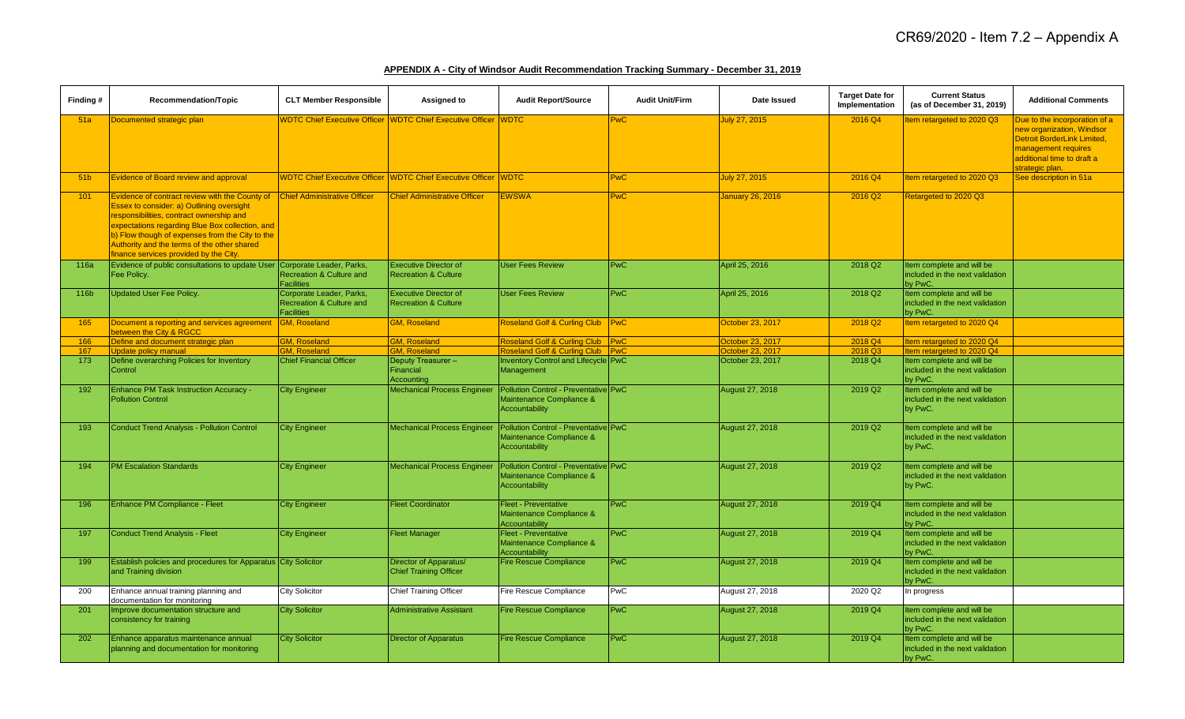CR69/2020 - Item 7.2 – Appendix A

**APPENDIX A - City of Windsor Audit Recommendation Tracking Summary - December 31, 2019**

| Finding # | Recommendation/Topic | CLT Member Responsible | Assigned to | Audit Report/Source | Audit Unit/Firm | Date Issued | Target Date for Implementation | Current Status (as of December 31, 2019) | Additional Comments |
|---|---|---|---|---|---|---|---|---|---|
| 51a | Documented strategic plan | WDTC Chief Executive Officer | WDTC Chief Executive Officer | WDTC | PwC | July 27, 2015 | 2016 Q4 | Item retargeted to 2020 Q3 | Due to the incorporation of a new organization, Windsor Detroit BorderLink Limited, management requires additional time to draft a strategic plan. |
| 51b | Evidence of Board review and approval | WDTC Chief Executive Officer | WDTC Chief Executive Officer | WDTC | PwC | July 27, 2015 | 2016 Q4 | Item retargeted to 2020 Q3 | See description in 51a |
| 101 | Evidence of contract review with the County of Essex to consider: a) Outlining oversight responsibilities, contract ownership and expectations regarding Blue Box collection, and b) Flow though of expenses from the City to the Authority and the terms of the other shared finance services provided by the City. | Chief Administrative Officer | Chief Administrative Officer | EWSWA | PwC | January 26, 2016 | 2016 Q2 | Retargeted to 2020 Q3 | |
| 116a | Evidence of public consultations to update User Fee Policy. | Corporate Leader, Parks, Recreation & Culture and Facilities | Executive Director of Recreation & Culture | User Fees Review | PwC | April 25, 2016 | 2018 Q2 | Item complete and will be included in the next validation by PwC. | |
| 116b | Updated User Fee Policy. | Corporate Leader, Parks, Recreation & Culture and Facilities | Executive Director of Recreation & Culture | User Fees Review | PwC | April 25, 2016 | 2018 Q2 | Item complete and will be included in the next validation by PwC. | |
| 165 | Document a reporting and services agreement between the City & RGCC | GM, Roseland | GM, Roseland | Roseland Golf & Curling Club | PwC | October 23, 2017 | 2018 Q2 | Item retargeted to 2020 Q4 | |
| 166 | Define and document strategic plan | GM, Roseland | GM, Roseland | Roseland Golf & Curling Club | PwC | October 23, 2017 | 2018 Q4 | Item retargeted to 2020 Q4 | |
| 167 | Update policy manual | GM, Roseland | GM, Roseland | Roseland Golf & Curling Club | PwC | October 23, 2017 | 2018 Q3 | Item retargeted to 2020 Q4 | |
| 173 | Define overarching Policies for Inventory Control | Chief Financial Officer | Deputy Treasurer – Financial Accounting | Inventory Control and Lifecycle Management | PwC | October 23, 2017 | 2018 Q4 | Item complete and will be included in the next validation by PwC. | |
| 192 | Enhance PM Task Instruction Accuracy - Pollution Control | City Engineer | Mechanical Process Engineer | Pollution Control - Preventative Maintenance Compliance & Accountability | PwC | August 27, 2018 | 2019 Q2 | Item complete and will be included in the next validation by PwC. | |
| 193 | Conduct Trend Analysis - Pollution Control | City Engineer | Mechanical Process Engineer | Pollution Control - Preventative Maintenance Compliance & Accountability | PwC | August 27, 2018 | 2019 Q2 | Item complete and will be included in the next validation by PwC. | |
| 194 | PM Escalation Standards | City Engineer | Mechanical Process Engineer | Pollution Control - Preventative Maintenance Compliance & Accountability | PwC | August 27, 2018 | 2019 Q2 | Item complete and will be included in the next validation by PwC. | |
| 196 | Enhance PM Compliance - Fleet | City Engineer | Fleet Coordinator | Fleet - Preventative Maintenance Compliance & Accountability | PwC | August 27, 2018 | 2019 Q4 | Item complete and will be included in the next validation by PwC. | |
| 197 | Conduct Trend Analysis - Fleet | City Engineer | Fleet Manager | Fleet - Preventative Maintenance Compliance & Accountability | PwC | August 27, 2018 | 2019 Q4 | Item complete and will be included in the next validation by PwC. | |
| 199 | Establish policies and procedures for Apparatus and Training division | City Solicitor | Director of Apparatus/ Chief Training Officer | Fire Rescue Compliance | PwC | August 27, 2018 | 2019 Q4 | Item complete and will be included in the next validation by PwC. | |
| 200 | Enhance annual training planning and documentation for monitoring | City Solicitor | Chief Training Officer | Fire Rescue Compliance | PwC | August 27, 2018 | 2020 Q2 | In progress | |
| 201 | Improve documentation structure and consistency for training | City Solicitor | Administrative Assistant | Fire Rescue Compliance | PwC | August 27, 2018 | 2019 Q4 | Item complete and will be included in the next validation by PwC. | |
| 202 | Enhance apparatus maintenance annual planning and documentation for monitoring | City Solicitor | Director of Apparatus | Fire Rescue Compliance | PwC | August 27, 2018 | 2019 Q4 | Item complete and will be included in the next validation by PwC. | |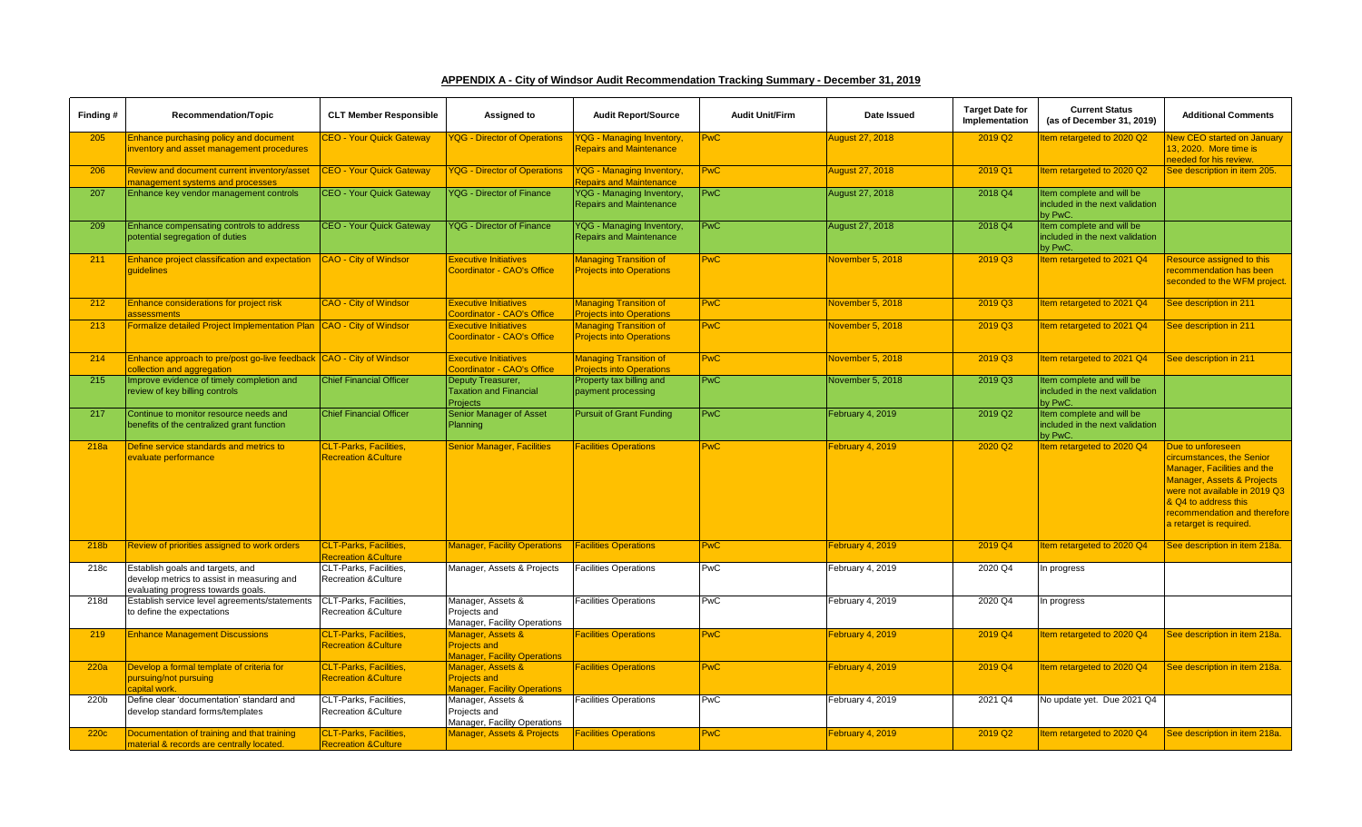**APPENDIX A - City of Windsor Audit Recommendation Tracking Summary - December 31, 2019**

| Finding # | Recommendation/Topic | CLT Member Responsible | Assigned to | Audit Report/Source | Audit Unit/Firm | Date Issued | Target Date for Implementation | Current Status (as of December 31, 2019) | Additional Comments |
|---|---|---|---|---|---|---|---|---|---|
| 205 | Enhance purchasing policy and document inventory and asset management procedures | CEO - Your Quick Gateway | YQG - Director of Operations | YQG - Managing Inventory, Repairs and Maintenance | PwC | August 27, 2018 | 2019 Q2 | Item retargeted to 2020 Q2 | New CEO started on January 13, 2020. More time is needed for his review. |
| 206 | Review and document current inventory/asset management systems and processes | CEO - Your Quick Gateway | YQG - Director of Operations | YQG - Managing Inventory, Repairs and Maintenance | PwC | August 27, 2018 | 2019 Q1 | Item retargeted to 2020 Q2 | See description in item 205. |
| 207 | Enhance key vendor management controls | CEO - Your Quick Gateway | YQG - Director of Finance | YQG - Managing Inventory, Repairs and Maintenance | PwC | August 27, 2018 | 2018 Q4 | Item complete and will be included in the next validation by PwC. | |
| 209 | Enhance compensating controls to address potential segregation of duties | CEO - Your Quick Gateway | YQG - Director of Finance | YQG - Managing Inventory, Repairs and Maintenance | PwC | August 27, 2018 | 2018 Q4 | Item complete and will be included in the next validation by PwC. | |
| 211 | Enhance project classification and expectation guidelines | CAO - City of Windsor | Executive Initiatives Coordinator - CAO's Office | Managing Transition of Projects into Operations | PwC | November 5, 2018 | 2019 Q3 | Item retargeted to 2021 Q4 | Resource assigned to this recommendation has been seconded to the WFM project. |
| 212 | Enhance considerations for project risk assessments | CAO - City of Windsor | Executive Initiatives Coordinator - CAO's Office | Managing Transition of Projects into Operations | PwC | November 5, 2018 | 2019 Q3 | Item retargeted to 2021 Q4 | See description in 211 |
| 213 | Formalize detailed Project Implementation Plan | CAO - City of Windsor | Executive Initiatives Coordinator - CAO's Office | Managing Transition of Projects into Operations | PwC | November 5, 2018 | 2019 Q3 | Item retargeted to 2021 Q4 | See description in 211 |
| 214 | Enhance approach to pre/post go-live feedback collection and aggregation | CAO - City of Windsor | Executive Initiatives Coordinator - CAO's Office | Managing Transition of Projects into Operations | PwC | November 5, 2018 | 2019 Q3 | Item retargeted to 2021 Q4 | See description in 211 |
| 215 | Improve evidence of timely completion and review of key billing controls | Chief Financial Officer | Deputy Treasurer, Taxation and Financial Projects | Property tax billing and payment processing | PwC | November 5, 2018 | 2019 Q3 | Item complete and will be included in the next validation by PwC. | |
| 217 | Continue to monitor resource needs and benefits of the centralized grant function | Chief Financial Officer | Senior Manager of Asset Planning | Pursuit of Grant Funding | PwC | February 4, 2019 | 2019 Q2 | Item complete and will be included in the next validation by PwC. | |
| 218a | Define service standards and metrics to evaluate performance | CLT-Parks, Facilities, Recreation &Culture | Senior Manager, Facilities | Facilities Operations | PwC | February 4, 2019 | 2020 Q2 | Item retargeted to 2020 Q4 | Due to unforeseen circumstances, the Senior Manager, Facilities and the Manager, Assets & Projects were not available in 2019 Q3 & Q4 to address this recommendation and therefore a retarget is required. |
| 218b | Review of priorities assigned to work orders | CLT-Parks, Facilities, Recreation &Culture | Manager, Facility Operations | Facilities Operations | PwC | February 4, 2019 | 2019 Q4 | Item retargeted to 2020 Q4 | See description in item 218a. |
| 218c | Establish goals and targets, and develop metrics to assist in measuring and evaluating progress towards goals. | CLT-Parks, Facilities, Recreation &Culture | Manager, Assets & Projects | Facilities Operations | PwC | February 4, 2019 | 2020 Q4 | In progress | |
| 218d | Establish service level agreements/statements to define the expectations | CLT-Parks, Facilities, Recreation &Culture | Manager, Assets & Projects and Manager, Facility Operations | Facilities Operations | PwC | February 4, 2019 | 2020 Q4 | In progress | |
| 219 | Enhance Management Discussions | CLT-Parks, Facilities, Recreation &Culture | Manager, Assets & Projects and Manager, Facility Operations | Facilities Operations | PwC | February 4, 2019 | 2019 Q4 | Item retargeted to 2020 Q4 | See description in item 218a. |
| 220a | Develop a formal template of criteria for pursuing/not pursuing capital work. | CLT-Parks, Facilities, Recreation &Culture | Manager, Assets & Projects and Manager, Facility Operations | Facilities Operations | PwC | February 4, 2019 | 2019 Q4 | Item retargeted to 2020 Q4 | See description in item 218a. |
| 220b | Define clear 'documentation' standard and develop standard forms/templates | CLT-Parks, Facilities, Recreation &Culture | Manager, Assets & Projects and Manager, Facility Operations | Facilities Operations | PwC | February 4, 2019 | 2021 Q4 | No update yet. Due 2021 Q4 | |
| 220c | Documentation of training and that training material & records are centrally located. | CLT-Parks, Facilities, Recreation &Culture | Manager, Assets & Projects | Facilities Operations | PwC | February 4, 2019 | 2019 Q2 | Item retargeted to 2020 Q4 | See description in item 218a. |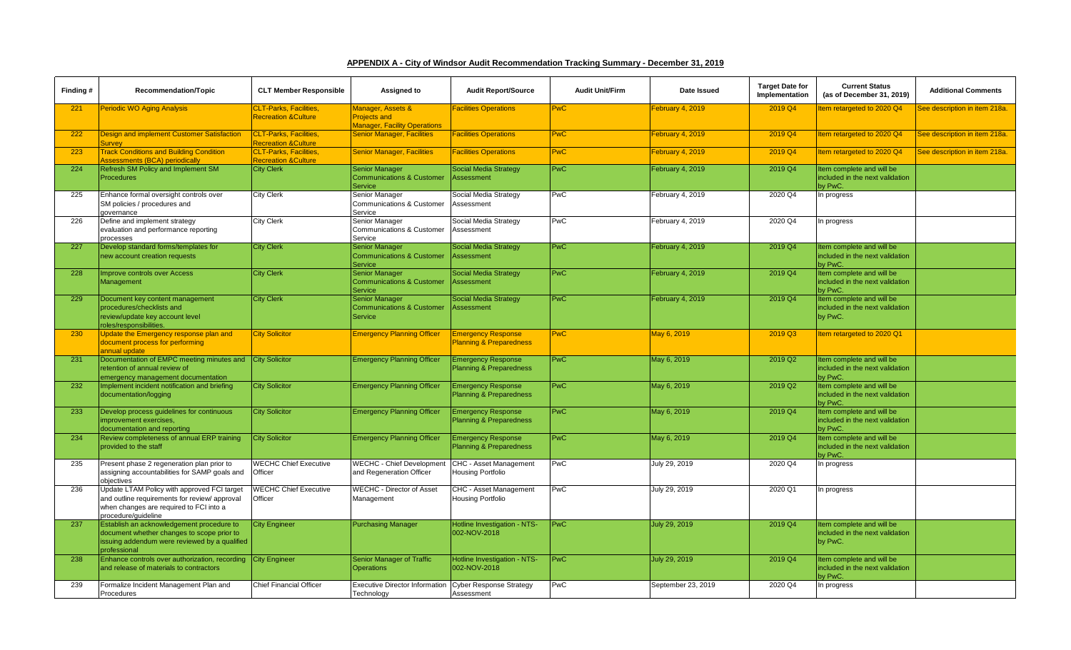**APPENDIX A - City of Windsor Audit Recommendation Tracking Summary - December 31, 2019**

| Finding # | Recommendation/Topic | CLT Member Responsible | Assigned to | Audit Report/Source | Audit Unit/Firm | Date Issued | Target Date for Implementation | Current Status (as of December 31, 2019) | Additional Comments |
|---|---|---|---|---|---|---|---|---|---|
| 221 | Periodic WO Aging Analysis | CLT-Parks, Facilities, Recreation &Culture | Manager, Assets & Projects and Manager, Facility Operations | Facilities Operations | PwC | February 4, 2019 | 2019 Q4 | Item retargeted to 2020 Q4 | See description in item 218a. |
| 222 | Design and implement Customer Satisfaction Survey | CLT-Parks, Facilities, Recreation &Culture | Senior Manager, Facilities | Facilities Operations | PwC | February 4, 2019 | 2019 Q4 | Item retargeted to 2020 Q4 | See description in item 218a. |
| 223 | Track Conditions and Building Condition Assessments (BCA) periodically | CLT-Parks, Facilities, Recreation &Culture | Senior Manager, Facilities | Facilities Operations | PwC | February 4, 2019 | 2019 Q4 | Item retargeted to 2020 Q4 | See description in item 218a. |
| 224 | Refresh SM Policy and Implement SM Procedures | City Clerk | Senior Manager Communications & Customer Service | Social Media Strategy Assessment | PwC | February 4, 2019 | 2019 Q4 | Item complete and will be included in the next validation by PwC. | |
| 225 | Enhance formal oversight controls over SM policies / procedures and governance | City Clerk | Senior Manager Communications & Customer Service | Social Media Strategy Assessment | PwC | February 4, 2019 | 2020 Q4 | In progress | |
| 226 | Define and implement strategy evaluation and performance reporting processes | City Clerk | Senior Manager Communications & Customer Service | Social Media Strategy Assessment | PwC | February 4, 2019 | 2020 Q4 | In progress | |
| 227 | Develop standard forms/templates for new account creation requests | City Clerk | Senior Manager Communications & Customer Service | Social Media Strategy Assessment | PwC | February 4, 2019 | 2019 Q4 | Item complete and will be included in the next validation by PwC. | |
| 228 | Improve controls over Access Management | City Clerk | Senior Manager Communications & Customer Service | Social Media Strategy Assessment | PwC | February 4, 2019 | 2019 Q4 | Item complete and will be included in the next validation by PwC. | |
| 229 | Document key content management procedures/checklists and review/update key account level roles/responsibilities. | City Clerk | Senior Manager Communications & Customer Service | Social Media Strategy Assessment | PwC | February 4, 2019 | 2019 Q4 | Item complete and will be included in the next validation by PwC. | |
| 230 | Update the Emergency response plan and document process for performing annual update | City Solicitor | Emergency Planning Officer | Emergency Response Planning & Preparedness | PwC | May 6, 2019 | 2019 Q3 | Item retargeted to 2020 Q1 | |
| 231 | Documentation of EMPC meeting minutes and retention of annual review of emergency management documentation | City Solicitor | Emergency Planning Officer | Emergency Response Planning & Preparedness | PwC | May 6, 2019 | 2019 Q2 | Item complete and will be included in the next validation by PwC. | |
| 232 | Implement incident notification and briefing documentation/logging | City Solicitor | Emergency Planning Officer | Emergency Response Planning & Preparedness | PwC | May 6, 2019 | 2019 Q2 | Item complete and will be included in the next validation by PwC. | |
| 233 | Develop process guidelines for continuous improvement exercises, documentation and reporting | City Solicitor | Emergency Planning Officer | Emergency Response Planning & Preparedness | PwC | May 6, 2019 | 2019 Q4 | Item complete and will be included in the next validation by PwC. | |
| 234 | Review completeness of annual ERP training provided to the staff | City Solicitor | Emergency Planning Officer | Emergency Response Planning & Preparedness | PwC | May 6, 2019 | 2019 Q4 | Item complete and will be included in the next validation by PwC. | |
| 235 | Present phase 2 regeneration plan prior to assigning accountabilities for SAMP goals and objectives | WECHC Chief Executive Officer | WECHC - Chief Development and Regeneration Officer | CHC - Asset Management Housing Portfolio | PwC | July 29, 2019 | 2020 Q4 | In progress | |
| 236 | Update LTAM Policy with approved FCI target and outline requirements for review/ approval when changes are required to FCI into a procedure/guideline | WECHC Chief Executive Officer | WECHC - Director of Asset Management | CHC - Asset Management Housing Portfolio | PwC | July 29, 2019 | 2020 Q1 | In progress | |
| 237 | Establish an acknowledgement procedure to document whether changes to scope prior to issuing addendum were reviewed by a qualified professional | City Engineer | Purchasing Manager | Hotline Investigation - NTS-002-NOV-2018 | PwC | July 29, 2019 | 2019 Q4 | Item complete and will be included in the next validation by PwC. | |
| 238 | Enhance controls over authorization, recording and release of materials to contractors | City Engineer | Senior Manager of Traffic Operations | Hotline Investigation - NTS-002-NOV-2018 | PwC | July 29, 2019 | 2019 Q4 | Item complete and will be included in the next validation by PwC. | |
| 239 | Formalize Incident Management Plan and Procedures | Chief Financial Officer | Executive Director Information Technology | Cyber Response Strategy Assessment | PwC | September 23, 2019 | 2020 Q4 | In progress | |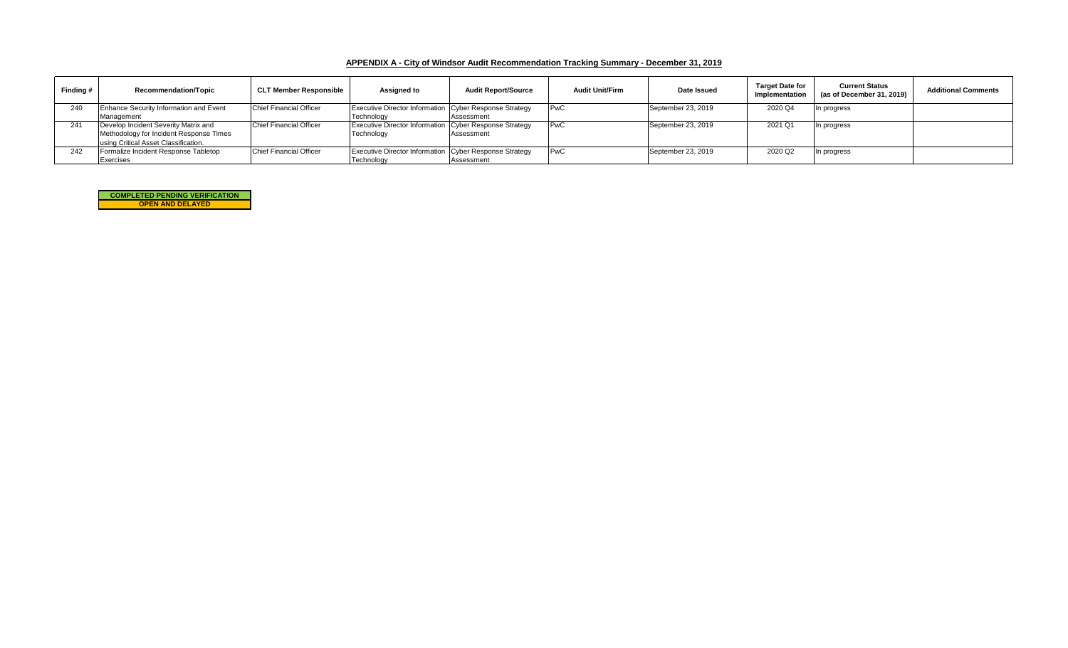**APPENDIX A - City of Windsor Audit Recommendation Tracking Summary - December 31, 2019**

| Finding # | Recommendation/Topic | CLT Member Responsible | Assigned to | Audit Report/Source | Audit Unit/Firm | Date Issued | Target Date for Implementation | Current Status (as of December 31, 2019) | Additional Comments |
|---|---|---|---|---|---|---|---|---|---|
| 240 | Enhance Security Information and Event Management | Chief Financial Officer | Executive Director Information Technology | Cyber Response Strategy Assessment | PwC | September 23, 2019 | 2020 Q4 | In progress | |
| 241 | Develop Incident Severity Matrix and Methodology for Incident Response Times using Critical Asset Classification. | Chief Financial Officer | Executive Director Information Technology | Cyber Response Strategy Assessment | PwC | September 23, 2019 | 2021 Q1 | In progress | |
| 242 | Formalize Incident Response Tabletop Exercises | Chief Financial Officer | Executive Director Information Technology | Cyber Response Strategy Assessment | PwC | September 23, 2019 | 2020 Q2 | In progress | |

| |
|---|
| COMPLETED PENDING VERIFICATION |
| OPEN AND DELAYED |